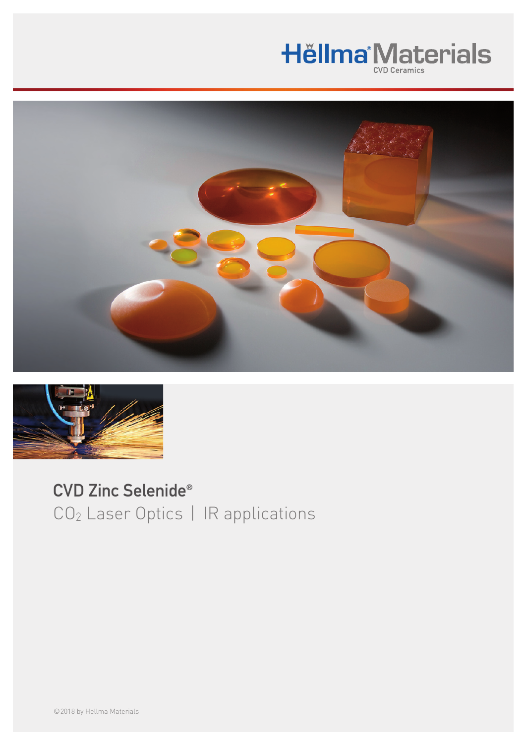Hellma Materials
CVD Ceramics

# CVD Zinc Selenide®

## $CO_2$ Laser Optics | IR applications

©2018 by Hellma Materials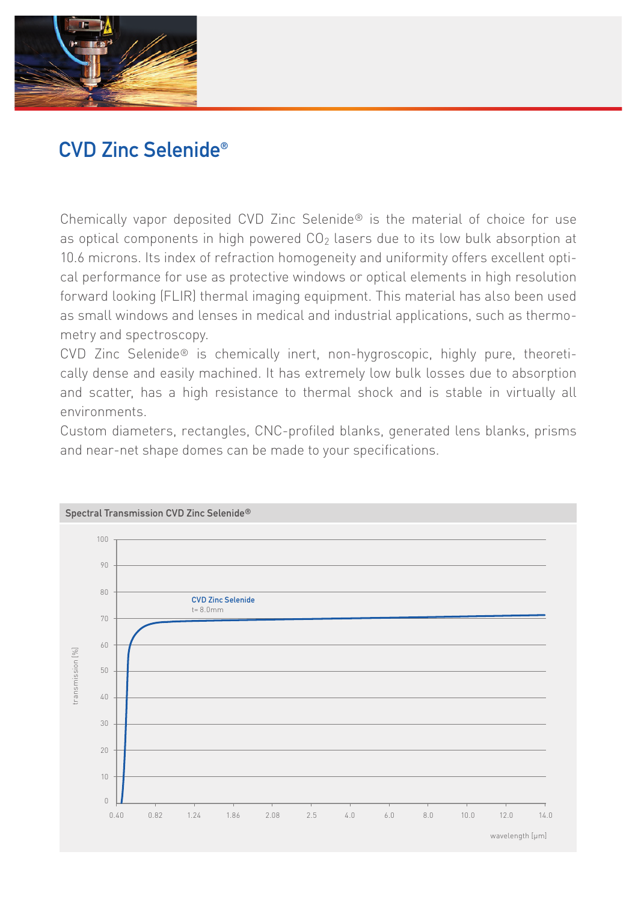# CVD Zinc Selenide®

Chemically vapor deposited CVD Zinc Selenide® is the material of choice for use as optical components in high powered $CO_2$ lasers due to its low bulk absorption at 10.6 microns. Its index of refraction homogeneity and uniformity offers excellent optical performance for use as protective windows or optical elements in high resolution forward looking (FLIR) thermal imaging equipment. This material has also been used as small windows and lenses in medical and industrial applications, such as thermometry and spectroscopy.

CVD Zinc Selenide® is chemically inert, non-hygroscopic, highly pure, theoretically dense and easily machined. It has extremely low bulk losses due to absorption and scatter, has a high resistance to thermal shock and is stable in virtually all environments.

Custom diameters, rectangles, CNC-profiled blanks, generated lens blanks, prisms and near-net shape domes can be made to your specifications.

Spectral Transmission CVD Zinc Selenide®

CVD Zinc Selenide
t= 8.0mm

transmission [%]: 0, 10, 20, 30, 40, 50, 60, 70, 80, 90, 100

wavelength [µm]: 0.40, 0.82, 1.24, 1.86, 2.08, 2.5, 4.0, 6.0, 8.0, 10.0, 12.0, 14.0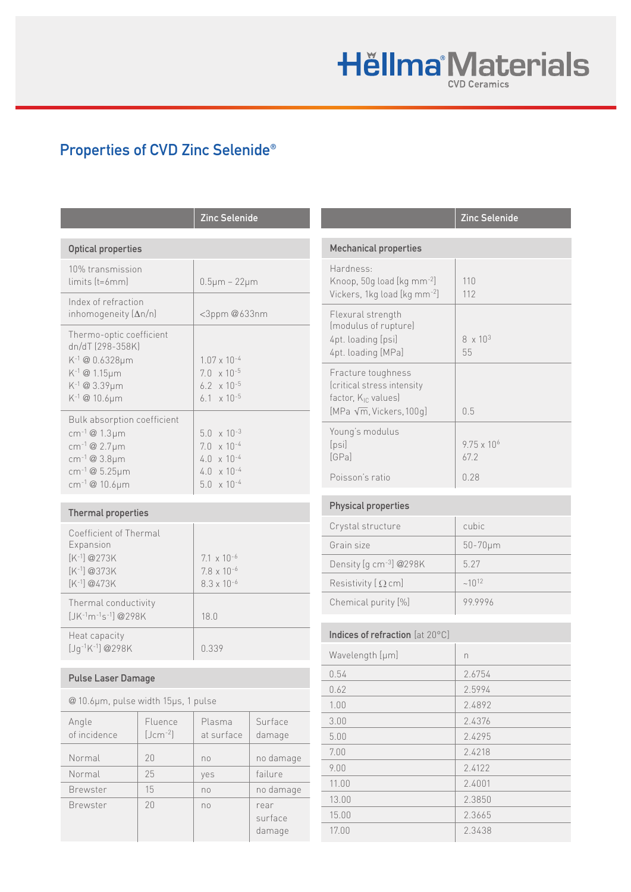## Properties of CVD Zinc Selenide®

| | Zinc Selenide |
|---|---|
| **Optical properties** | |
| 10% transmission limits (t=6mm) | 0.5µm – 22µm |
| Index of refraction inhomogeneity ($\Delta n/n$) | <3ppm @633nm |
| Thermo-optic coefficient dn/dT (298-358K) | |
| $K^{-1}$ @ 0.6328µm | $1.07 \times 10^{-4}$ |
| $K^{-1}$ @ 1.15µm | $7.0 \times 10^{-5}$ |
| $K^{-1}$ @ 3.39µm | $6.2 \times 10^{-5}$ |
| $K^{-1}$ @ 10.6µm | $6.1 \times 10^{-5}$ |
| Bulk absorption coefficient | |
| $cm^{-1}$ @ 1.3µm | $5.0 \times 10^{-3}$ |
| $cm^{-1}$ @ 2.7µm | $7.0 \times 10^{-4}$ |
| $cm^{-1}$ @ 3.8µm | $4.0 \times 10^{-4}$ |
| $cm^{-1}$ @ 5.25µm | $4.0 \times 10^{-4}$ |
| $cm^{-1}$ @ 10.6µm | $5.0 \times 10^{-4}$ |
| **Thermal properties** | |
| Coefficient of Thermal Expansion | |
| $[K^{-1}]$ @273K | $7.1 \times 10^{-6}$ |
| $[K^{-1}]$ @373K | $7.8 \times 10^{-6}$ |
| $[K^{-1}]$ @473K | $8.3 \times 10^{-6}$ |
| Thermal conductivity $[JK^{-1}m^{-1}s^{-1}]$ @298K | 18.0 |
| Heat capacity $[Jg^{-1}K^{-1}]$ @298K | 0.339 |

**Pulse Laser Damage**

@ 10.6µm, pulse width 15µs, 1 pulse

| Angle of incidence | Fluence $[Jcm^{-2}]$ | Plasma at surface | Surface damage |
|---|---|---|---|
| Normal | 20 | no | no damage |
| Normal | 25 | yes | failure |
| Brewster | 15 | no | no damage |
| Brewster | 20 | no | rear surface damage |

| | Zinc Selenide |
|---|---|
| **Mechanical properties** | |
| Hardness: | |
| Knoop, 50g load $[kg\ mm^{-2}]$ | 110 |
| Vickers, 1kg load $[kg\ mm^{-2}]$ | 112 |
| Flexural strength (modulus of rupture) | |
| 4pt. loading [psi] | $8 \times 10^{3}$ |
| 4pt. loading [MPa] | 55 |
| Fracture toughness (critical stress intensity factor, $K_{IC}$ values) [MPa $\sqrt{m}$, Vickers, 100g] | 0.5 |
| Young's modulus | |
| [psi] | $9.75 \times 10^{6}$ |
| [GPa] | 67.2 |
| Poisson's ratio | 0.28 |
| **Physical properties** | |
| Crystal structure | cubic |
| Grain size | 50-70µm |
| Density $[g\ cm^{-3}]$ @298K | 5.27 |
| Resistivity [$\Omega$ cm] | ~$10^{12}$ |
| Chemical purity [%] | 99.9996 |

**Indices of refraction** [at 20°C]

| Wavelength [µm] | n |
|---|---|
| 0.54 | 2.6754 |
| 0.62 | 2.5994 |
| 1.00 | 2.4892 |
| 3.00 | 2.4376 |
| 5.00 | 2.4295 |
| 7.00 | 2.4218 |
| 9.00 | 2.4122 |
| 11.00 | 2.4001 |
| 13.00 | 2.3850 |
| 15.00 | 2.3665 |
| 17.00 | 2.3438 |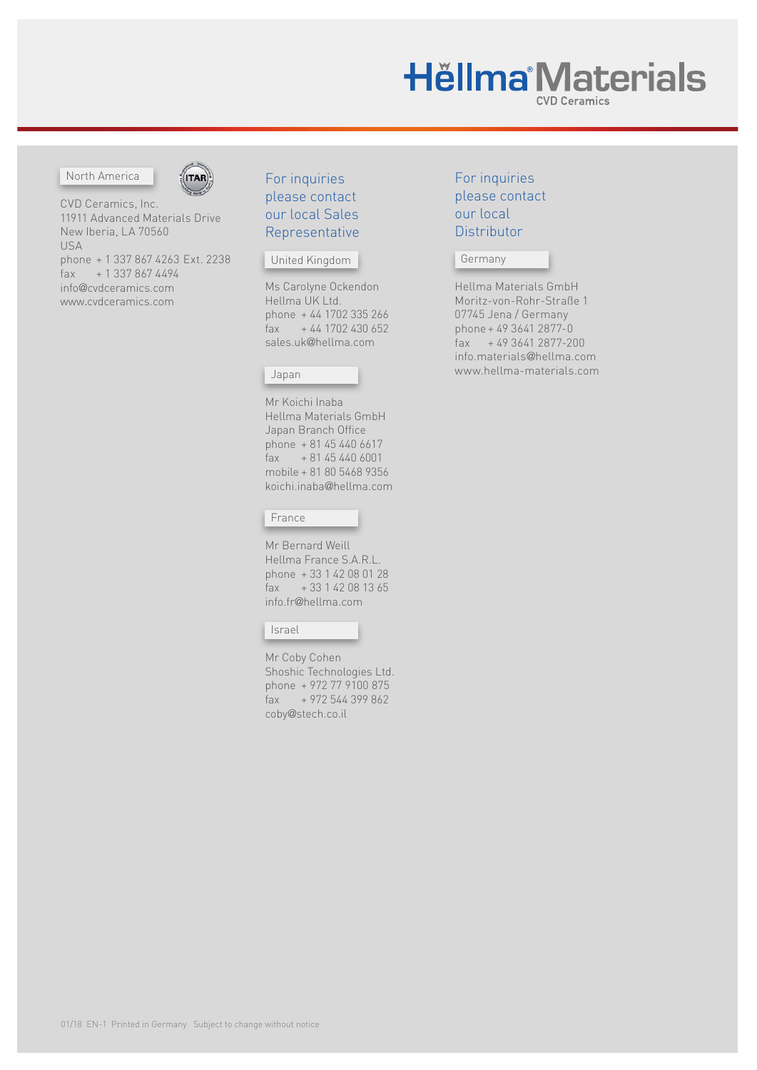Hellma Materials
CVD Ceramics

### North America

CVD Ceramics, Inc.
11911 Advanced Materials Drive
New Iberia, LA 70560
USA
phone + 1 337 867 4263 Ext. 2238
fax + 1 337 867 4494
info@cvdceramics.com
www.cvdceramics.com

## For inquiries please contact our local Sales Representative

### United Kingdom

Ms Carolyne Ockendon
Hellma UK Ltd.
phone + 44 1702 335 266
fax + 44 1702 430 652
sales.uk@hellma.com

### Japan

Mr Koichi Inaba
Hellma Materials GmbH
Japan Branch Office
phone + 81 45 440 6617
fax + 81 45 440 6001
mobile + 81 80 5468 9356
koichi.inaba@hellma.com

### France

Mr Bernard Weill
Hellma France S.A.R.L.
phone + 33 1 42 08 01 28
fax + 33 1 42 08 13 65
info.fr@hellma.com

### Israel

Mr Coby Cohen
Shoshic Technologies Ltd.
phone + 972 77 9100 875
fax + 972 544 399 862
coby@stech.co.il

## For inquiries please contact our local Distributor

### Germany

Hellma Materials GmbH
Moritz-von-Rohr-Straße 1
07745 Jena / Germany
phone + 49 3641 2877-0
fax + 49 3641 2877-200
info.materials@hellma.com
www.hellma-materials.com

01/18 EN-1 Printed in Germany Subject to change without notice